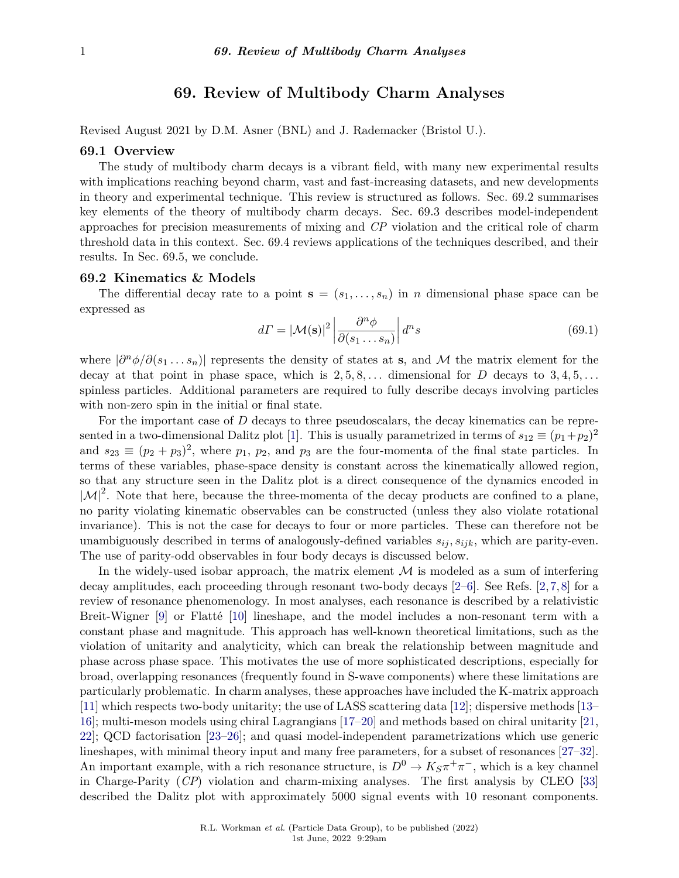# 69. Review of Multibody Charm Analyses

Revised August 2021 by D.M. Asner (BNL) and J. Rademacker (Bristol U.).

## 69.1 Overview

The study of multibody charm decays is a vibrant field, with many new experimental results with implications reaching beyond charm, vast and fast-increasing datasets, and new developments in theory and experimental technique. This review is structured as follows. Sec. 69.2 summarises key elements of the theory of multibody charm decays. Sec. 69.3 describes model-independent approaches for precision measurements of mixing and *CP* violation and the critical role of charm threshold data in this context. Sec. 69.4 reviews applications of the techniques described, and their results. In Sec. 69.5, we conclude.

## 69.2 Kinematics & Models

The differential decay rate to a point $\mathbf{s} = (s_1, \ldots, s_n)$ in $n$ dimensional phase space can be expressed as

$$d\Gamma = |\mathcal{M}(\mathbf{s})|^2 \left| \frac{\partial^n \phi}{\partial(s_1 \ldots s_n)} \right| d^n s \tag{69.1}$$

where $|\partial^n \phi / \partial(s_1 \ldots s_n)|$ represents the density of states at $\mathbf{s}$, and $\mathcal{M}$ the matrix element for the decay at that point in phase space, which is $2, 5, 8, \ldots$ dimensional for $D$ decays to $3, 4, 5, \ldots$ spinless particles. Additional parameters are required to fully describe decays involving particles with non-zero spin in the initial or final state.

For the important case of $D$ decays to three pseudoscalars, the decay kinematics can be represented in a two-dimensional Dalitz plot [1]. This is usually parametrized in terms of $s_{12} \equiv (p_1+p_2)^2$ and $s_{23} \equiv (p_2 + p_3)^2$, where $p_1$, $p_2$, and $p_3$ are the four-momenta of the final state particles. In terms of these variables, phase-space density is constant across the kinematically allowed region, so that any structure seen in the Dalitz plot is a direct consequence of the dynamics encoded in $|\mathcal{M}|^2$. Note that here, because the three-momenta of the decay products are confined to a plane, no parity violating kinematic observables can be constructed (unless they also violate rotational invariance). This is not the case for decays to four or more particles. These can therefore not be unambiguously described in terms of analogously-defined variables $s_{ij}, s_{ijk}$, which are parity-even. The use of parity-odd observables in four body decays is discussed below.

In the widely-used isobar approach, the matrix element $\mathcal{M}$ is modeled as a sum of interfering decay amplitudes, each proceeding through resonant two-body decays [2–6]. See Refs. [2,7,8] for a review of resonance phenomenology. In most analyses, each resonance is described by a relativistic Breit-Wigner [9] or Flatté [10] lineshape, and the model includes a non-resonant term with a constant phase and magnitude. This approach has well-known theoretical limitations, such as the violation of unitarity and analyticity, which can break the relationship between magnitude and phase across phase space. This motivates the use of more sophisticated descriptions, especially for broad, overlapping resonances (frequently found in S-wave components) where these limitations are particularly problematic. In charm analyses, these approaches have included the K-matrix approach [11] which respects two-body unitarity; the use of LASS scattering data [12]; dispersive methods [13–16]; multi-meson models using chiral Lagrangians [17–20] and methods based on chiral unitarity [21,22]; QCD factorisation [23–26]; and quasi model-independent parametrizations which use generic lineshapes, with minimal theory input and many free parameters, for a subset of resonances [27–32]. An important example, with a rich resonance structure, is $D^0 \to K_S\pi^+\pi^-$, which is a key channel in Charge-Parity (*CP*) violation and charm-mixing analyses. The first analysis by CLEO [33] described the Dalitz plot with approximately 5000 signal events with 10 resonant components.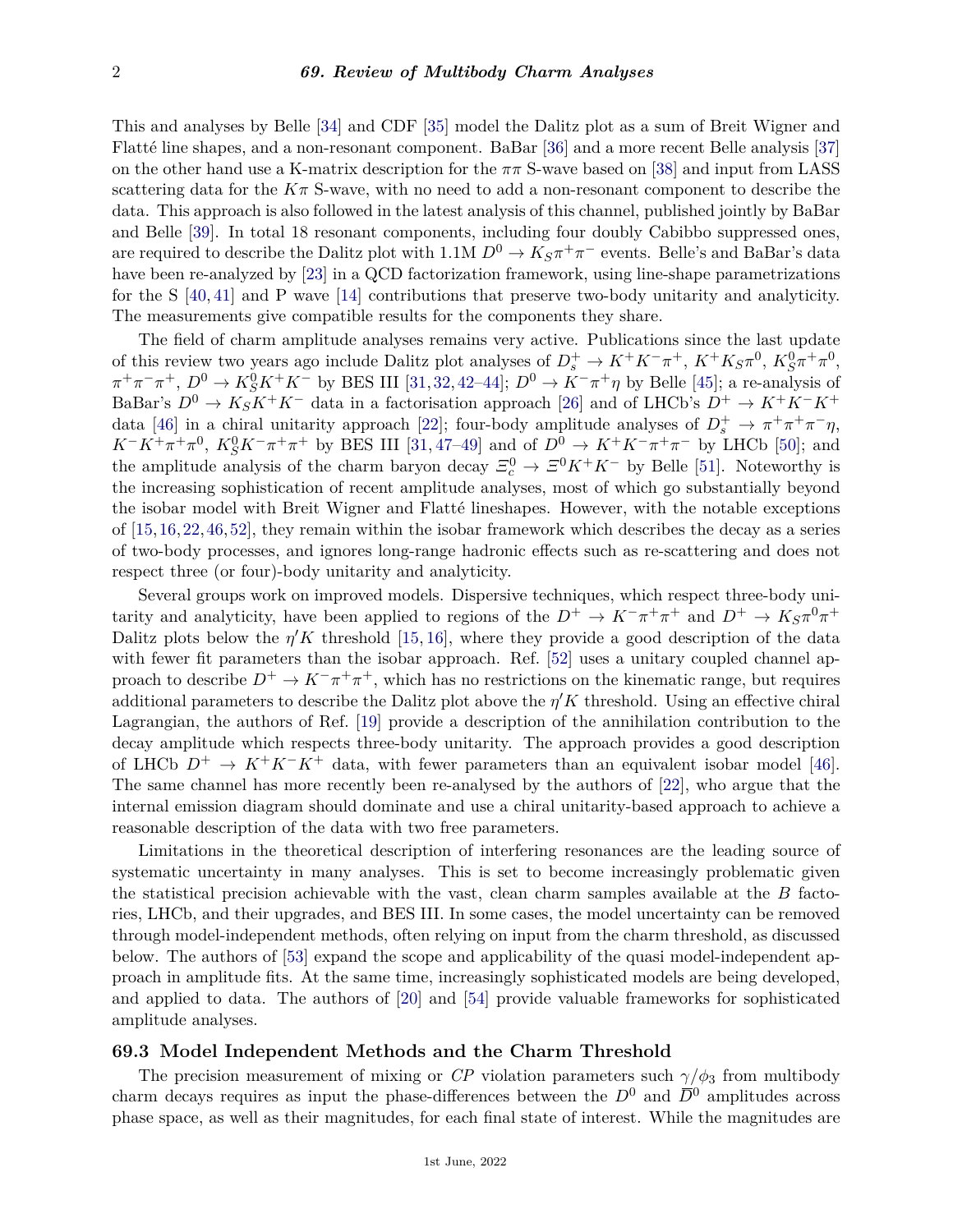This and analyses by Belle [34] and CDF [35] model the Dalitz plot as a sum of Breit Wigner and Flatté line shapes, and a non-resonant component. BaBar [36] and a more recent Belle analysis [37] on the other hand use a K-matrix description for the $\pi\pi$ S-wave based on [38] and input from LASS scattering data for the $K\pi$ S-wave, with no need to add a non-resonant component to describe the data. This approach is also followed in the latest analysis of this channel, published jointly by BaBar and Belle [39]. In total 18 resonant components, including four doubly Cabibbo suppressed ones, are required to describe the Dalitz plot with 1.1M $D^0 \to K_S\pi^+\pi^-$ events. Belle's and BaBar's data have been re-analyzed by [23] in a QCD factorization framework, using line-shape parametrizations for the S [40, 41] and P wave [14] contributions that preserve two-body unitarity and analyticity. The measurements give compatible results for the components they share.

The field of charm amplitude analyses remains very active. Publications since the last update of this review two years ago include Dalitz plot analyses of $D_s^+ \to K^+K^-\pi^+$, $K^+K_S\pi^0$, $K_S^0\pi^+\pi^0$, $\pi^+\pi^-\pi^+$, $D^0 \to K_S^0K^+K^-$ by BES III [31, 32, 42–44]; $D^0 \to K^-\pi^+\eta$ by Belle [45]; a re-analysis of BaBar's $D^0 \to K_SK^+K^-$ data in a factorisation approach [26] and of LHCb's $D^+ \to K^+K^-K^+$ data [46] in a chiral unitarity approach [22]; four-body amplitude analyses of $D_s^+ \to \pi^+\pi^+\pi^-\eta$, $K^-K^+\pi^+\pi^0$, $K_S^0K^-\pi^+\pi^+$ by BES III [31, 47–49] and of $D^0 \to K^+K^-\pi^+\pi^-$ by LHCb [50]; and the amplitude analysis of the charm baryon decay $\Xi_c^0 \to \Xi^0K^+K^-$ by Belle [51]. Noteworthy is the increasing sophistication of recent amplitude analyses, most of which go substantially beyond the isobar model with Breit Wigner and Flatté lineshapes. However, with the notable exceptions of [15, 16, 22, 46, 52], they remain within the isobar framework which describes the decay as a series of two-body processes, and ignores long-range hadronic effects such as re-scattering and does not respect three (or four)-body unitarity and analyticity.

Several groups work on improved models. Dispersive techniques, which respect three-body unitarity and analyticity, have been applied to regions of the $D^+ \to K^-\pi^+\pi^+$ and $D^+ \to K_S\pi^0\pi^+$ Dalitz plots below the $\eta'K$ threshold [15, 16], where they provide a good description of the data with fewer fit parameters than the isobar approach. Ref. [52] uses a unitary coupled channel approach to describe $D^+ \to K^-\pi^+\pi^+$, which has no restrictions on the kinematic range, but requires additional parameters to describe the Dalitz plot above the $\eta'K$ threshold. Using an effective chiral Lagrangian, the authors of Ref. [19] provide a description of the annihilation contribution to the decay amplitude which respects three-body unitarity. The approach provides a good description of LHCb $D^+ \to K^+K^-K^+$ data, with fewer parameters than an equivalent isobar model [46]. The same channel has more recently been re-analysed by the authors of [22], who argue that the internal emission diagram should dominate and use a chiral unitarity-based approach to achieve a reasonable description of the data with two free parameters.

Limitations in the theoretical description of interfering resonances are the leading source of systematic uncertainty in many analyses. This is set to become increasingly problematic given the statistical precision achievable with the vast, clean charm samples available at the $B$ factories, LHCb, and their upgrades, and BES III. In some cases, the model uncertainty can be removed through model-independent methods, often relying on input from the charm threshold, as discussed below. The authors of [53] expand the scope and applicability of the quasi model-independent approach in amplitude fits. At the same time, increasingly sophisticated models are being developed, and applied to data. The authors of [20] and [54] provide valuable frameworks for sophisticated amplitude analyses.

## 69.3 Model Independent Methods and the Charm Threshold

The precision measurement of mixing or *CP* violation parameters such $\gamma/\phi_3$ from multibody charm decays requires as input the phase-differences between the $D^0$ and $\overline{D}^0$ amplitudes across phase space, as well as their magnitudes, for each final state of interest. While the magnitudes are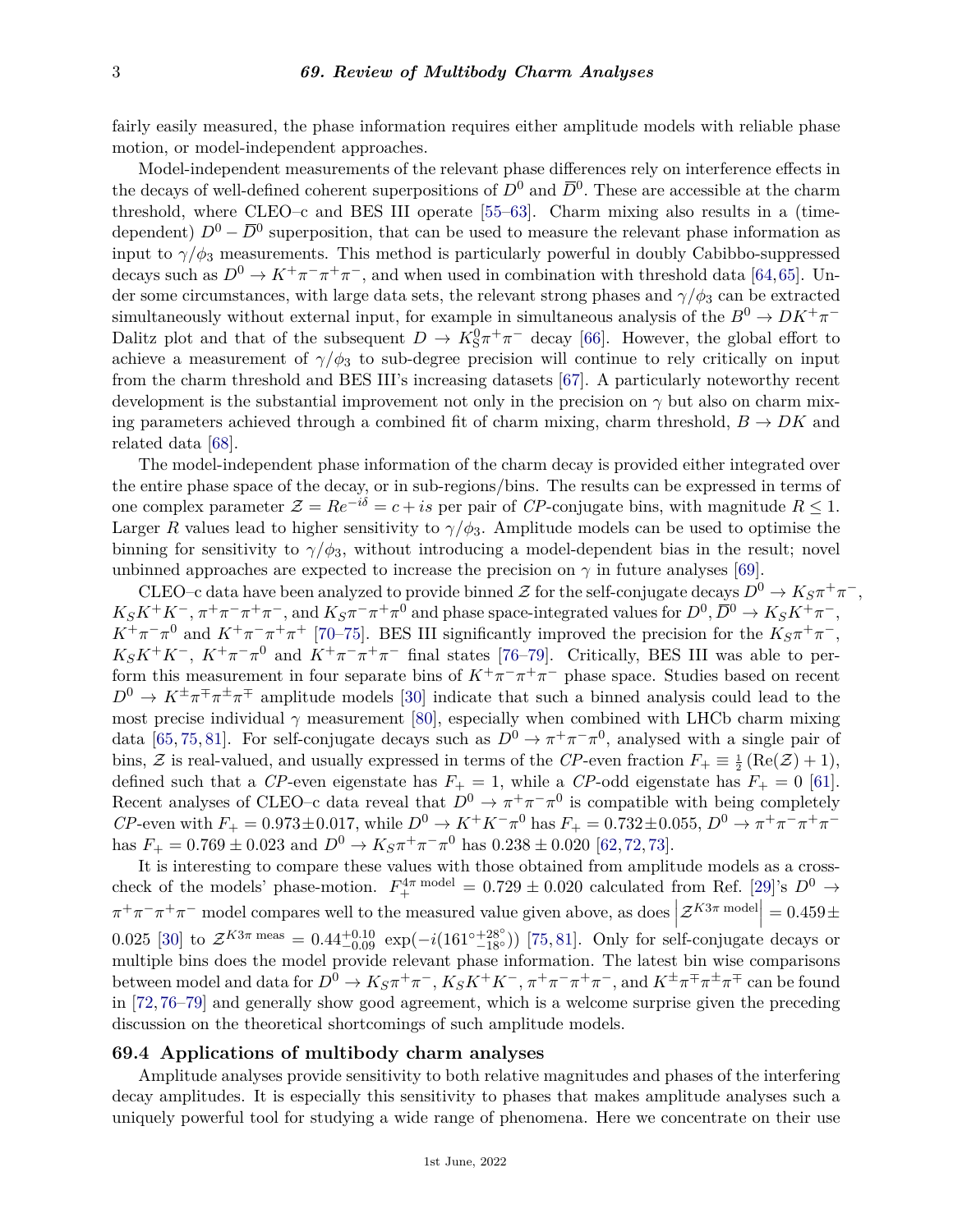fairly easily measured, the phase information requires either amplitude models with reliable phase motion, or model-independent approaches.

Model-independent measurements of the relevant phase differences rely on interference effects in the decays of well-defined coherent superpositions of $D^0$ and $\overline{D}^0$. These are accessible at the charm threshold, where CLEO–c and BES III operate [55–63]. Charm mixing also results in a (time-dependent) $D^0 - \overline{D}^0$ superposition, that can be used to measure the relevant phase information as input to $\gamma/\phi_3$ measurements. This method is particularly powerful in doubly Cabibbo-suppressed decays such as $D^0 \to K^+\pi^-\pi^+\pi^-$, and when used in combination with threshold data [64, 65]. Under some circumstances, with large data sets, the relevant strong phases and $\gamma/\phi_3$ can be extracted simultaneously without external input, for example in simultaneous analysis of the $B^0 \to DK^+\pi^-$ Dalitz plot and that of the subsequent $D \to K^0_S\pi^+\pi^-$ decay [66]. However, the global effort to achieve a measurement of $\gamma/\phi_3$ to sub-degree precision will continue to rely critically on input from the charm threshold and BES III's increasing datasets [67]. A particularly noteworthy recent development is the substantial improvement not only in the precision on $\gamma$ but also on charm mixing parameters achieved through a combined fit of charm mixing, charm threshold, $B \to DK$ and related data [68].

The model-independent phase information of the charm decay is provided either integrated over the entire phase space of the decay, or in sub-regions/bins. The results can be expressed in terms of one complex parameter $\mathcal{Z} = Re^{-i\delta} = c + is$ per pair of $CP$-conjugate bins, with magnitude $R \leq 1$. Larger $R$ values lead to higher sensitivity to $\gamma/\phi_3$. Amplitude models can be used to optimise the binning for sensitivity to $\gamma/\phi_3$, without introducing a model-dependent bias in the result; novel unbinned approaches are expected to increase the precision on $\gamma$ in future analyses [69].

CLEO–c data have been analyzed to provide binned $\mathcal{Z}$ for the self-conjugate decays $D^0 \to K_S\pi^+\pi^-$, $K_SK^+K^-$, $\pi^+\pi^-\pi^+\pi^-$, and $K_S\pi^-\pi^+\pi^0$ and phase space-integrated values for $D^0, \overline{D}^0 \to K_SK^+\pi^-$, $K^+\pi^-\pi^0$ and $K^+\pi^-\pi^+\pi^+$ [70–75]. BES III significantly improved the precision for the $K_S\pi^+\pi^-$, $K_SK^+K^-$, $K^+\pi^-\pi^0$ and $K^+\pi^-\pi^+\pi^-$ final states [76–79]. Critically, BES III was able to perform this measurement in four separate bins of $K^+\pi^-\pi^+\pi^-$ phase space. Studies based on recent $D^0 \to K^\pm\pi^\mp\pi^\pm\pi^\mp$ amplitude models [30] indicate that such a binned analysis could lead to the most precise individual $\gamma$ measurement [80], especially when combined with LHCb charm mixing data [65, 75, 81]. For self-conjugate decays such as $D^0 \to \pi^+\pi^-\pi^0$, analysed with a single pair of bins, $\mathcal{Z}$ is real-valued, and usually expressed in terms of the $CP$-even fraction $F_+ \equiv \frac{1}{2}(\mathrm{Re}(\mathcal{Z}) + 1)$, defined such that a $CP$-even eigenstate has $F_+ = 1$, while a $CP$-odd eigenstate has $F_+ = 0$ [61]. Recent analyses of CLEO–c data reveal that $D^0 \to \pi^+\pi^-\pi^0$ is compatible with being completely $CP$-even with $F_+ = 0.973 \pm 0.017$, while $D^0 \to K^+K^-\pi^0$ has $F_+ = 0.732 \pm 0.055$, $D^0 \to \pi^+\pi^-\pi^+\pi^-$ has $F_+ = 0.769 \pm 0.023$ and $D^0 \to K_S\pi^+\pi^-\pi^0$ has $0.238 \pm 0.020$ [62, 72, 73].

It is interesting to compare these values with those obtained from amplitude models as a cross-check of the models' phase-motion. $F_+^{4\pi \text{ model}} = 0.729 \pm 0.020$ calculated from Ref. [29]'s $D^0 \to \pi^+\pi^-\pi^+\pi^-$ model compares well to the measured value given above, as does $\left|\mathcal{Z}^{K3\pi \text{ model}}\right| = 0.459 \pm 0.025$ [30] to $\mathcal{Z}^{K3\pi \text{ meas}} = 0.44^{+0.10}_{-0.09}\ \exp(-i(161^{\circ}{}^{+28^{\circ}}_{-18^{\circ}}))$ [75, 81]. Only for self-conjugate decays or multiple bins does the model provide relevant phase information. The latest bin wise comparisons between model and data for $D^0 \to K_S\pi^+\pi^-$, $K_SK^+K^-$, $\pi^+\pi^-\pi^+\pi^-$, and $K^\pm\pi^\mp\pi^\pm\pi^\mp$ can be found in [72, 76–79] and generally show good agreement, which is a welcome surprise given the preceding discussion on the theoretical shortcomings of such amplitude models.

## 69.4 Applications of multibody charm analyses

Amplitude analyses provide sensitivity to both relative magnitudes and phases of the interfering decay amplitudes. It is especially this sensitivity to phases that makes amplitude analyses such a uniquely powerful tool for studying a wide range of phenomena. Here we concentrate on their use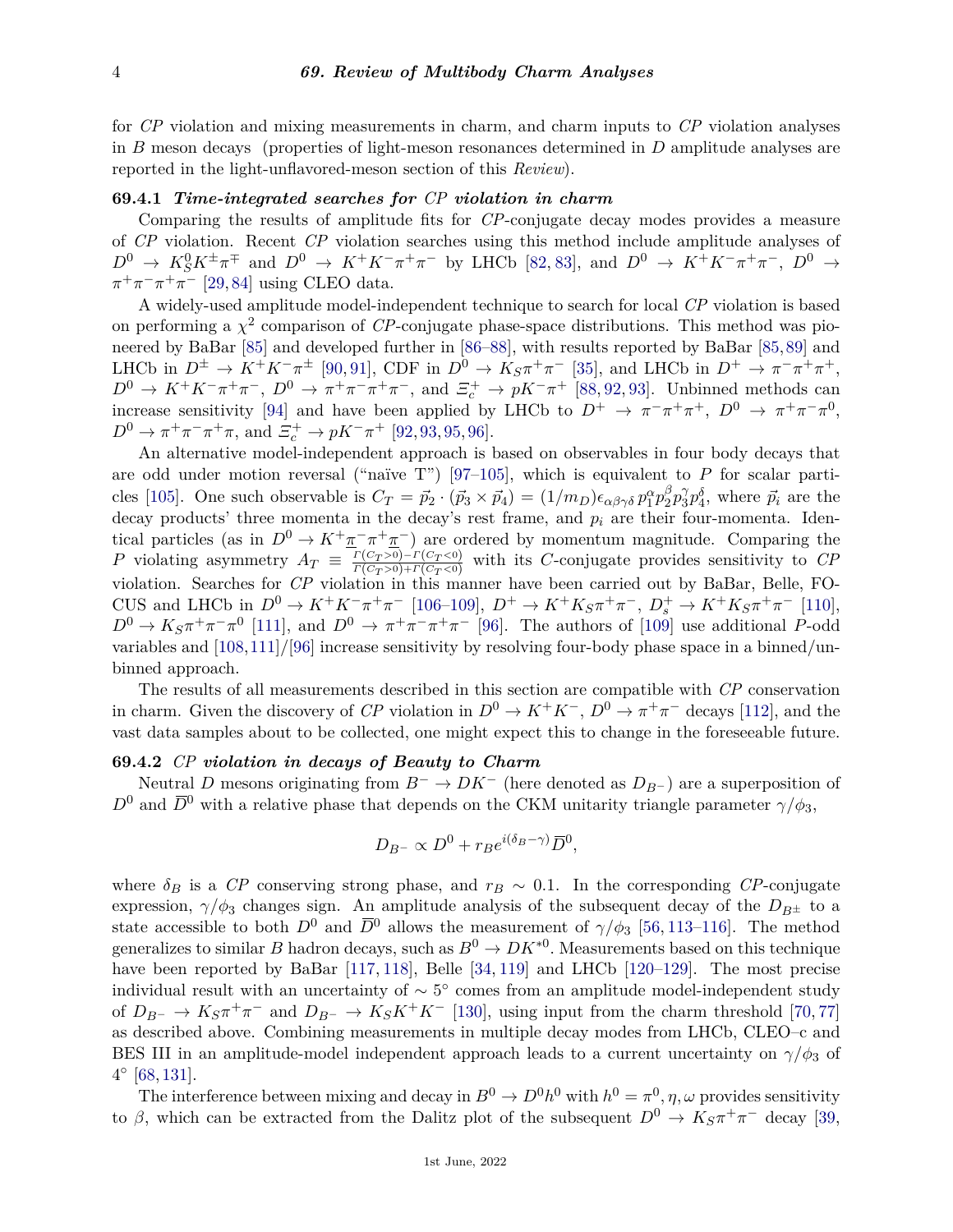for *CP* violation and mixing measurements in charm, and charm inputs to *CP* violation analyses in *B* meson decays (properties of light-meson resonances determined in *D* amplitude analyses are reported in the light-unflavored-meson section of this *Review*).

### 69.4.1 *Time-integrated searches for CP violation in charm*

Comparing the results of amplitude fits for *CP*-conjugate decay modes provides a measure of *CP* violation. Recent *CP* violation searches using this method include amplitude analyses of $D^0 \to K_S^0 K^\pm \pi^\mp$ and $D^0 \to K^+K^-\pi^+\pi^-$ by LHCb [82, 83], and $D^0 \to K^+K^-\pi^+\pi^-$, $D^0 \to \pi^+\pi^-\pi^+\pi^-$ [29, 84] using CLEO data.

A widely-used amplitude model-independent technique to search for local *CP* violation is based on performing a $\chi^2$ comparison of *CP*-conjugate phase-space distributions. This method was pioneered by BaBar [85] and developed further in [86–88], with results reported by BaBar [85, 89] and LHCb in $D^\pm \to K^+K^-\pi^\pm$ [90, 91], CDF in $D^0 \to K_S\pi^+\pi^-$ [35], and LHCb in $D^+ \to \pi^-\pi^+\pi^+$, $D^0 \to K^+K^-\pi^+\pi^-$, $D^0 \to \pi^+\pi^-\pi^+\pi^-$, and $\Xi_c^+ \to pK^-\pi^+$ [88, 92, 93]. Unbinned methods can increase sensitivity [94] and have been applied by LHCb to $D^+ \to \pi^-\pi^+\pi^+$, $D^0 \to \pi^+\pi^-\pi^0$, $D^0 \to \pi^+\pi^-\pi^+\pi$, and $\Xi_c^+ \to pK^-\pi^+$ [92, 93, 95, 96].

An alternative model-independent approach is based on observables in four body decays that are odd under motion reversal ("naïve T") [97–105], which is equivalent to *P* for scalar particles [105]. One such observable is $C_T = \vec{p}_2 \cdot (\vec{p}_3 \times \vec{p}_4) = (1/m_D)\epsilon_{\alpha\beta\gamma\delta}\, p_1^\alpha p_2^\beta p_3^\gamma p_4^\delta$, where $\vec{p}_i$ are the decay products' three momenta in the decay's rest frame, and $p_i$ are their four-momenta. Identical particles (as in $D^0 \to K^+\underline{\pi}^-\pi^+\underline{\pi}^-$) are ordered by momentum magnitude. Comparing the *P* violating asymmetry $A_T \equiv \frac{\Gamma(C_T>0)-\Gamma(C_T<0)}{\Gamma(C_T>0)+\Gamma(C_T<0)}$ with its *C*-conjugate provides sensitivity to *CP* violation. Searches for *CP* violation in this manner have been carried out by BaBar, Belle, FOCUS and LHCb in $D^0 \to K^+K^-\pi^+\pi^-$ [106–109], $D^+ \to K^+K_S\pi^+\pi^-$, $D_s^+ \to K^+K_S\pi^+\pi^-$ [110], $D^0 \to K_S\pi^+\pi^-\pi^0$ [111], and $D^0 \to \pi^+\pi^-\pi^+\pi^-$ [96]. The authors of [109] use additional *P*-odd variables and [108, 111]/[96] increase sensitivity by resolving four-body phase space in a binned/unbinned approach.

The results of all measurements described in this section are compatible with *CP* conservation in charm. Given the discovery of *CP* violation in $D^0 \to K^+K^-$, $D^0 \to \pi^+\pi^-$ decays [112], and the vast data samples about to be collected, one might expect this to change in the foreseeable future.

### 69.4.2 *CP violation in decays of Beauty to Charm*

Neutral *D* mesons originating from $B^- \to DK^-$ (here denoted as $D_{B^-}$) are a superposition of $D^0$ and $\overline{D}^0$ with a relative phase that depends on the CKM unitarity triangle parameter $\gamma/\phi_3$,

$$D_{B^-} \propto D^0 + r_B e^{i(\delta_B - \gamma)}\,\overline{D}^0,$$

where $\delta_B$ is a *CP* conserving strong phase, and $r_B \sim 0.1$. In the corresponding *CP*-conjugate expression, $\gamma/\phi_3$ changes sign. An amplitude analysis of the subsequent decay of the $D_{B^\pm}$ to a state accessible to both $D^0$ and $\overline{D}^0$ allows the measurement of $\gamma/\phi_3$ [56, 113–116]. The method generalizes to similar *B* hadron decays, such as $B^0 \to DK^{*0}$. Measurements based on this technique have been reported by BaBar [117, 118], Belle [34, 119] and LHCb [120–129]. The most precise individual result with an uncertainty of $\sim 5^\circ$ comes from an amplitude model-independent study of $D_{B^-} \to K_S\pi^+\pi^-$ and $D_{B^-} \to K_SK^+K^-$ [130], using input from the charm threshold [70, 77] as described above. Combining measurements in multiple decay modes from LHCb, CLEO–c and BES III in an amplitude-model independent approach leads to a current uncertainty on $\gamma/\phi_3$ of $4^\circ$ [68, 131].

The interference between mixing and decay in $B^0 \to D^0h^0$ with $h^0 = \pi^0, \eta, \omega$ provides sensitivity to $\beta$, which can be extracted from the Dalitz plot of the subsequent $D^0 \to K_S\pi^+\pi^-$ decay [39,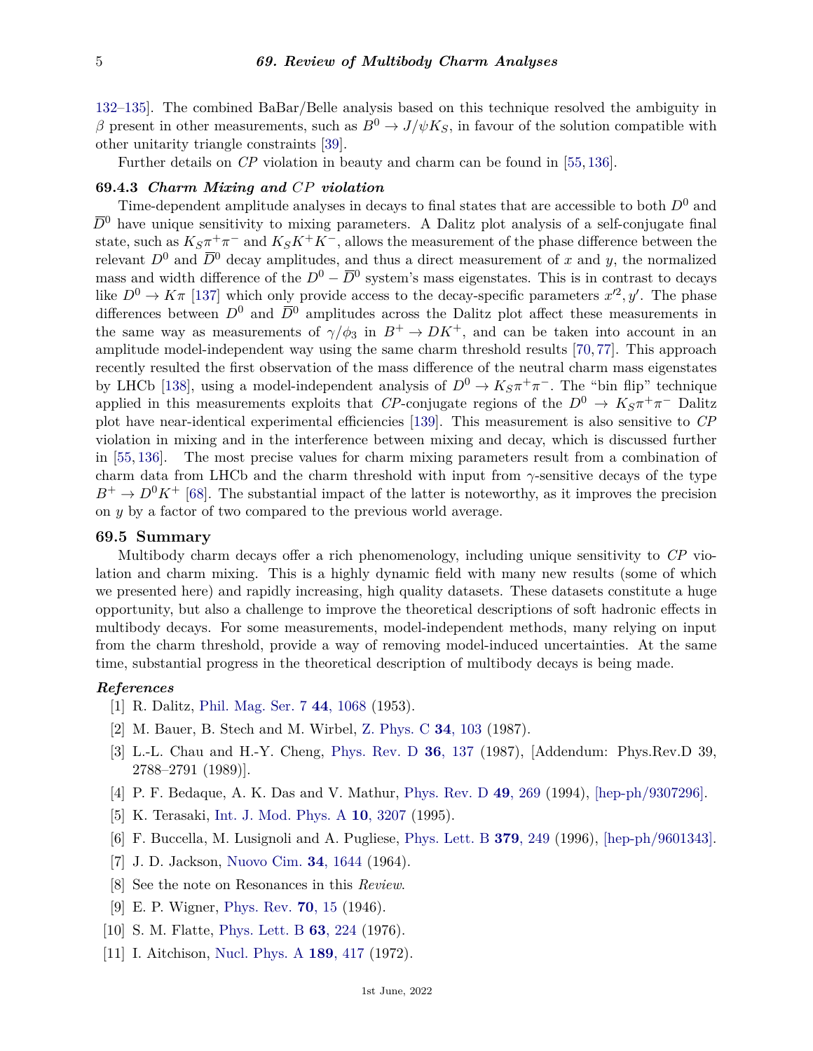132–135]. The combined BaBar/Belle analysis based on this technique resolved the ambiguity in $\beta$ present in other measurements, such as $B^0 \to J/\psi K_S$, in favour of the solution compatible with other unitarity triangle constraints [39].

Further details on *CP* violation in beauty and charm can be found in [55, 136].

### 69.4.3 *Charm Mixing and CP violation*

Time-dependent amplitude analyses in decays to final states that are accessible to both $D^0$ and $\overline{D}^0$ have unique sensitivity to mixing parameters. A Dalitz plot analysis of a self-conjugate final state, such as $K_S\pi^+\pi^-$ and $K_SK^+K^-$, allows the measurement of the phase difference between the relevant $D^0$ and $\overline{D}^0$ decay amplitudes, and thus a direct measurement of $x$ and $y$, the normalized mass and width difference of the $D^0 - \overline{D}^0$ system's mass eigenstates. This is in contrast to decays like $D^0 \to K\pi$ [137] which only provide access to the decay-specific parameters $x'^2, y'$. The phase differences between $D^0$ and $\overline{D}^0$ amplitudes across the Dalitz plot affect these measurements in the same way as measurements of $\gamma/\phi_3$ in $B^+ \to DK^+$, and can be taken into account in an amplitude model-independent way using the same charm threshold results [70, 77]. This approach recently resulted the first observation of the mass difference of the neutral charm mass eigenstates by LHCb [138], using a model-independent analysis of $D^0 \to K_S\pi^+\pi^-$. The "bin flip" technique applied in this measurements exploits that *CP*-conjugate regions of the $D^0 \to K_S\pi^+\pi^-$ Dalitz plot have near-identical experimental efficiencies [139]. This measurement is also sensitive to *CP* violation in mixing and in the interference between mixing and decay, which is discussed further in [55, 136]. The most precise values for charm mixing parameters result from a combination of charm data from LHCb and the charm threshold with input from $\gamma$-sensitive decays of the type $B^+ \to D^0K^+$ [68]. The substantial impact of the latter is noteworthy, as it improves the precision on $y$ by a factor of two compared to the previous world average.

## 69.5 Summary

Multibody charm decays offer a rich phenomenology, including unique sensitivity to *CP* violation and charm mixing. This is a highly dynamic field with many new results (some of which we presented here) and rapidly increasing, high quality datasets. These datasets constitute a huge opportunity, but also a challenge to improve the theoretical descriptions of soft hadronic effects in multibody decays. For some measurements, model-independent methods, many relying on input from the charm threshold, provide a way of removing model-induced uncertainties. At the same time, substantial progress in the theoretical description of multibody decays is being made.

### *References*

[1] R. Dalitz, Phil. Mag. Ser. 7 **44**, 1068 (1953).

[2] M. Bauer, B. Stech and M. Wirbel, Z. Phys. C **34**, 103 (1987).

[3] L.-L. Chau and H.-Y. Cheng, Phys. Rev. D **36**, 137 (1987), [Addendum: Phys.Rev.D 39, 2788–2791 (1989)].

[4] P. F. Bedaque, A. K. Das and V. Mathur, Phys. Rev. D **49**, 269 (1994), [hep-ph/9307296].

[5] K. Terasaki, Int. J. Mod. Phys. A **10**, 3207 (1995).

[6] F. Buccella, M. Lusignoli and A. Pugliese, Phys. Lett. B **379**, 249 (1996), [hep-ph/9601343].

[7] J. D. Jackson, Nuovo Cim. **34**, 1644 (1964).

[8] See the note on Resonances in this *Review*.

[9] E. P. Wigner, Phys. Rev. **70**, 15 (1946).

[10] S. M. Flatte, Phys. Lett. B **63**, 224 (1976).

[11] I. Aitchison, Nucl. Phys. A **189**, 417 (1972).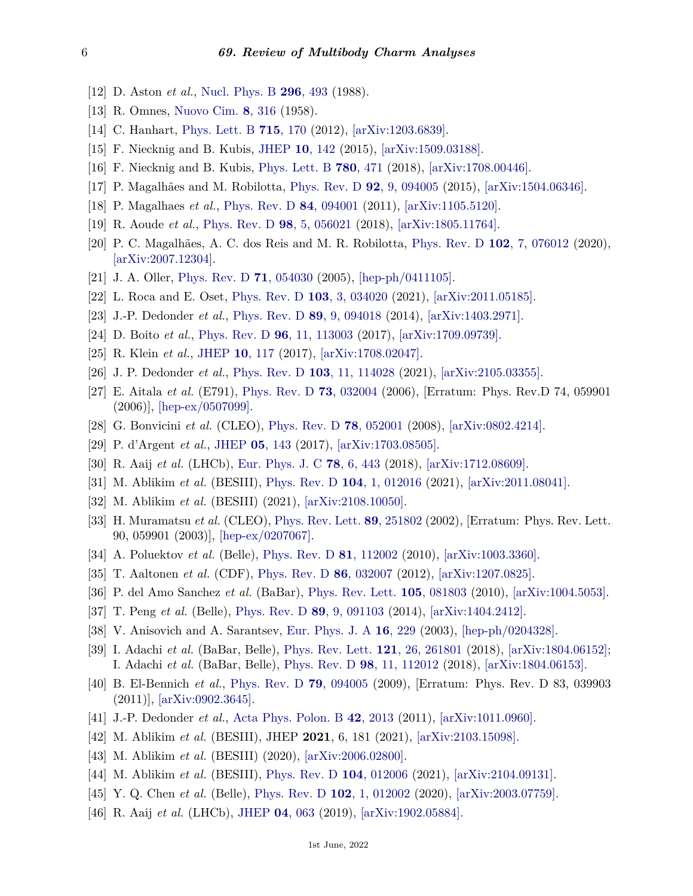[12] D. Aston *et al.*, Nucl. Phys. B **296**, 493 (1988).

[13] R. Omnes, Nuovo Cim. **8**, 316 (1958).

[14] C. Hanhart, Phys. Lett. B **715**, 170 (2012), [arXiv:1203.6839].

[15] F. Niecknig and B. Kubis, JHEP **10**, 142 (2015), [arXiv:1509.03188].

[16] F. Niecknig and B. Kubis, Phys. Lett. B **780**, 471 (2018), [arXiv:1708.00446].

[17] P. Magalhães and M. Robilotta, Phys. Rev. D **92**, 9, 094005 (2015), [arXiv:1504.06346].

[18] P. Magalhaes *et al.*, Phys. Rev. D **84**, 094001 (2011), [arXiv:1105.5120].

[19] R. Aoude *et al.*, Phys. Rev. D **98**, 5, 056021 (2018), [arXiv:1805.11764].

[20] P. C. Magalhães, A. C. dos Reis and M. R. Robilotta, Phys. Rev. D **102**, 7, 076012 (2020), [arXiv:2007.12304].

[21] J. A. Oller, Phys. Rev. D **71**, 054030 (2005), [hep-ph/0411105].

[22] L. Roca and E. Oset, Phys. Rev. D **103**, 3, 034020 (2021), [arXiv:2011.05185].

[23] J.-P. Dedonder *et al.*, Phys. Rev. D **89**, 9, 094018 (2014), [arXiv:1403.2971].

[24] D. Boito *et al.*, Phys. Rev. D **96**, 11, 113003 (2017), [arXiv:1709.09739].

[25] R. Klein *et al.*, JHEP **10**, 117 (2017), [arXiv:1708.02047].

[26] J. P. Dedonder *et al.*, Phys. Rev. D **103**, 11, 114028 (2021), [arXiv:2105.03355].

[27] E. Aitala *et al.* (E791), Phys. Rev. D **73**, 032004 (2006), [Erratum: Phys. Rev.D 74, 059901 (2006)], [hep-ex/0507099].

[28] G. Bonvicini *et al.* (CLEO), Phys. Rev. D **78**, 052001 (2008), [arXiv:0802.4214].

[29] P. d'Argent *et al.*, JHEP **05**, 143 (2017), [arXiv:1703.08505].

[30] R. Aaij *et al.* (LHCb), Eur. Phys. J. C **78**, 6, 443 (2018), [arXiv:1712.08609].

[31] M. Ablikim *et al.* (BESIII), Phys. Rev. D **104**, 1, 012016 (2021), [arXiv:2011.08041].

[32] M. Ablikim *et al.* (BESIII) (2021), [arXiv:2108.10050].

[33] H. Muramatsu *et al.* (CLEO), Phys. Rev. Lett. **89**, 251802 (2002), [Erratum: Phys. Rev. Lett. 90, 059901 (2003)], [hep-ex/0207067].

[34] A. Poluektov *et al.* (Belle), Phys. Rev. D **81**, 112002 (2010), [arXiv:1003.3360].

[35] T. Aaltonen *et al.* (CDF), Phys. Rev. D **86**, 032007 (2012), [arXiv:1207.0825].

[36] P. del Amo Sanchez *et al.* (BaBar), Phys. Rev. Lett. **105**, 081803 (2010), [arXiv:1004.5053].

[37] T. Peng *et al.* (Belle), Phys. Rev. D **89**, 9, 091103 (2014), [arXiv:1404.2412].

[38] V. Anisovich and A. Sarantsev, Eur. Phys. J. A **16**, 229 (2003), [hep-ph/0204328].

[39] I. Adachi *et al.* (BaBar, Belle), Phys. Rev. Lett. **121**, 26, 261801 (2018), [arXiv:1804.06152]; I. Adachi *et al.* (BaBar, Belle), Phys. Rev. D **98**, 11, 112012 (2018), [arXiv:1804.06153].

[40] B. El-Bennich *et al.*, Phys. Rev. D **79**, 094005 (2009), [Erratum: Phys. Rev. D 83, 039903 (2011)], [arXiv:0902.3645].

[41] J.-P. Dedonder *et al.*, Acta Phys. Polon. B **42**, 2013 (2011), [arXiv:1011.0960].

[42] M. Ablikim *et al.* (BESIII), JHEP **2021**, 6, 181 (2021), [arXiv:2103.15098].

[43] M. Ablikim *et al.* (BESIII) (2020), [arXiv:2006.02800].

[44] M. Ablikim *et al.* (BESIII), Phys. Rev. D **104**, 012006 (2021), [arXiv:2104.09131].

[45] Y. Q. Chen *et al.* (Belle), Phys. Rev. D **102**, 1, 012002 (2020), [arXiv:2003.07759].

[46] R. Aaij *et al.* (LHCb), JHEP **04**, 063 (2019), [arXiv:1902.05884].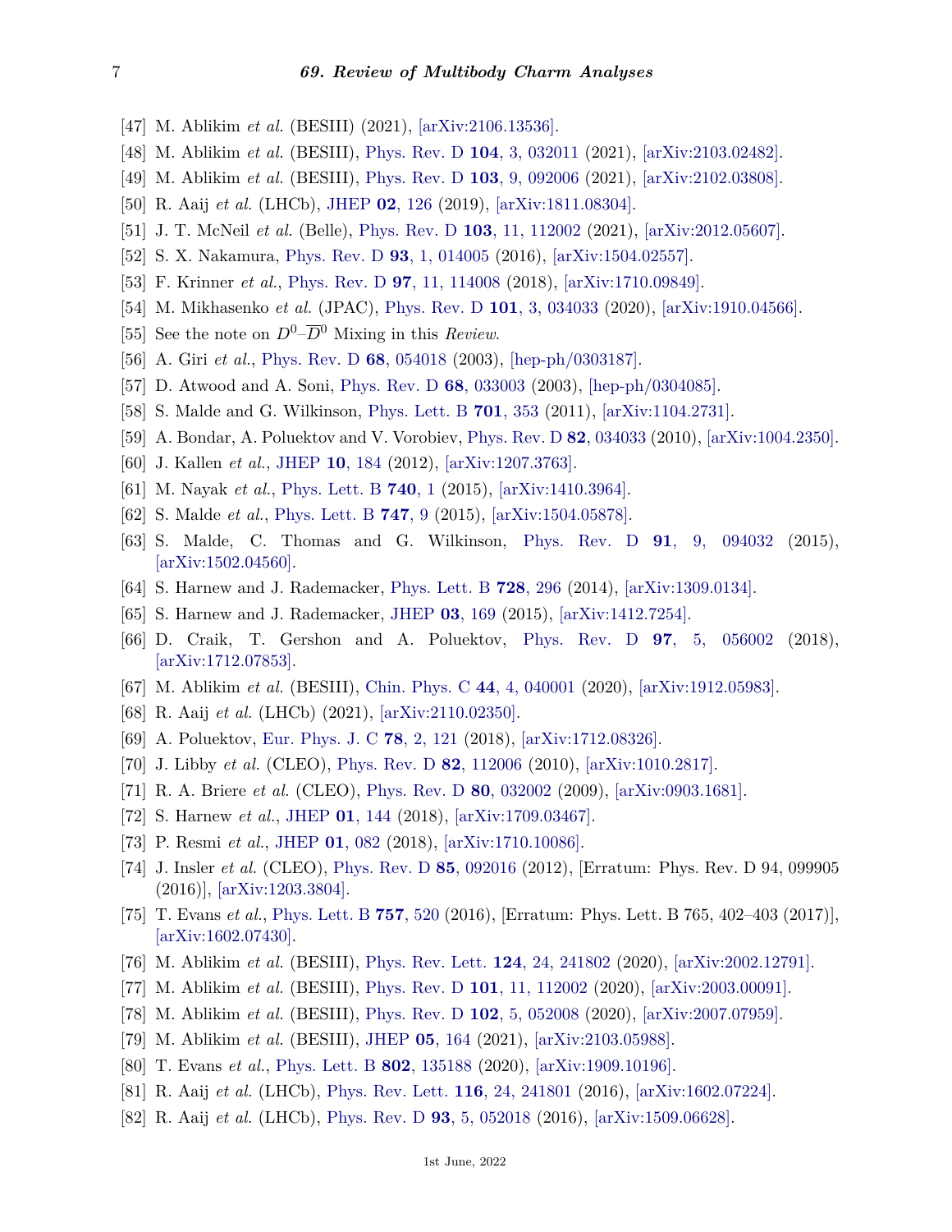[47] M. Ablikim *et al.* (BESIII) (2021), [arXiv:2106.13536].

[48] M. Ablikim *et al.* (BESIII), Phys. Rev. D **104**, 3, 032011 (2021), [arXiv:2103.02482].

[49] M. Ablikim *et al.* (BESIII), Phys. Rev. D **103**, 9, 092006 (2021), [arXiv:2102.03808].

[50] R. Aaij *et al.* (LHCb), JHEP **02**, 126 (2019), [arXiv:1811.08304].

[51] J. T. McNeil *et al.* (Belle), Phys. Rev. D **103**, 11, 112002 (2021), [arXiv:2012.05607].

[52] S. X. Nakamura, Phys. Rev. D **93**, 1, 014005 (2016), [arXiv:1504.02557].

[53] F. Krinner *et al.*, Phys. Rev. D **97**, 11, 114008 (2018), [arXiv:1710.09849].

[54] M. Mikhasenko *et al.* (JPAC), Phys. Rev. D **101**, 3, 034033 (2020), [arXiv:1910.04566].

[55] See the note on $D^0$–$\overline{D}^0$ Mixing in this *Review*.

[56] A. Giri *et al.*, Phys. Rev. D **68**, 054018 (2003), [hep-ph/0303187].

[57] D. Atwood and A. Soni, Phys. Rev. D **68**, 033003 (2003), [hep-ph/0304085].

[58] S. Malde and G. Wilkinson, Phys. Lett. B **701**, 353 (2011), [arXiv:1104.2731].

[59] A. Bondar, A. Poluektov and V. Vorobiev, Phys. Rev. D **82**, 034033 (2010), [arXiv:1004.2350].

[60] J. Kallen *et al.*, JHEP **10**, 184 (2012), [arXiv:1207.3763].

[61] M. Nayak *et al.*, Phys. Lett. B **740**, 1 (2015), [arXiv:1410.3964].

[62] S. Malde *et al.*, Phys. Lett. B **747**, 9 (2015), [arXiv:1504.05878].

[63] S. Malde, C. Thomas and G. Wilkinson, Phys. Rev. D **91**, 9, 094032 (2015), [arXiv:1502.04560].

[64] S. Harnew and J. Rademacker, Phys. Lett. B **728**, 296 (2014), [arXiv:1309.0134].

[65] S. Harnew and J. Rademacker, JHEP **03**, 169 (2015), [arXiv:1412.7254].

[66] D. Craik, T. Gershon and A. Poluektov, Phys. Rev. D **97**, 5, 056002 (2018), [arXiv:1712.07853].

[67] M. Ablikim *et al.* (BESIII), Chin. Phys. C **44**, 4, 040001 (2020), [arXiv:1912.05983].

[68] R. Aaij *et al.* (LHCb) (2021), [arXiv:2110.02350].

[69] A. Poluektov, Eur. Phys. J. C **78**, 2, 121 (2018), [arXiv:1712.08326].

[70] J. Libby *et al.* (CLEO), Phys. Rev. D **82**, 112006 (2010), [arXiv:1010.2817].

[71] R. A. Briere *et al.* (CLEO), Phys. Rev. D **80**, 032002 (2009), [arXiv:0903.1681].

[72] S. Harnew *et al.*, JHEP **01**, 144 (2018), [arXiv:1709.03467].

[73] P. Resmi *et al.*, JHEP **01**, 082 (2018), [arXiv:1710.10086].

[74] J. Insler *et al.* (CLEO), Phys. Rev. D **85**, 092016 (2012), [Erratum: Phys. Rev. D 94, 099905 (2016)], [arXiv:1203.3804].

[75] T. Evans *et al.*, Phys. Lett. B **757**, 520 (2016), [Erratum: Phys. Lett. B 765, 402–403 (2017)], [arXiv:1602.07430].

[76] M. Ablikim *et al.* (BESIII), Phys. Rev. Lett. **124**, 24, 241802 (2020), [arXiv:2002.12791].

[77] M. Ablikim *et al.* (BESIII), Phys. Rev. D **101**, 11, 112002 (2020), [arXiv:2003.00091].

[78] M. Ablikim *et al.* (BESIII), Phys. Rev. D **102**, 5, 052008 (2020), [arXiv:2007.07959].

[79] M. Ablikim *et al.* (BESIII), JHEP **05**, 164 (2021), [arXiv:2103.05988].

[80] T. Evans *et al.*, Phys. Lett. B **802**, 135188 (2020), [arXiv:1909.10196].

[81] R. Aaij *et al.* (LHCb), Phys. Rev. Lett. **116**, 24, 241801 (2016), [arXiv:1602.07224].

[82] R. Aaij *et al.* (LHCb), Phys. Rev. D **93**, 5, 052018 (2016), [arXiv:1509.06628].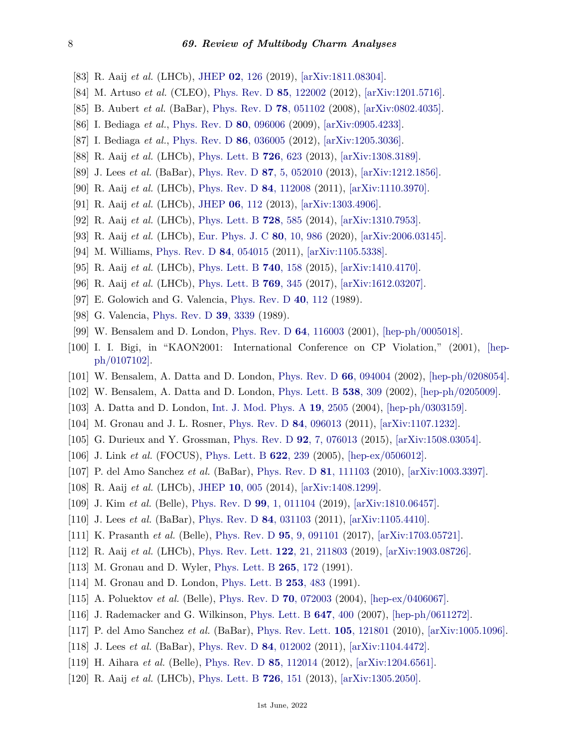[83] R. Aaij *et al.* (LHCb), JHEP **02**, 126 (2019), [arXiv:1811.08304].

[84] M. Artuso *et al.* (CLEO), Phys. Rev. D **85**, 122002 (2012), [arXiv:1201.5716].

[85] B. Aubert *et al.* (BaBar), Phys. Rev. D **78**, 051102 (2008), [arXiv:0802.4035].

[86] I. Bediaga *et al.*, Phys. Rev. D **80**, 096006 (2009), [arXiv:0905.4233].

[87] I. Bediaga *et al.*, Phys. Rev. D **86**, 036005 (2012), [arXiv:1205.3036].

[88] R. Aaij *et al.* (LHCb), Phys. Lett. B **726**, 623 (2013), [arXiv:1308.3189].

[89] J. Lees *et al.* (BaBar), Phys. Rev. D **87**, 5, 052010 (2013), [arXiv:1212.1856].

[90] R. Aaij *et al.* (LHCb), Phys. Rev. D **84**, 112008 (2011), [arXiv:1110.3970].

[91] R. Aaij *et al.* (LHCb), JHEP **06**, 112 (2013), [arXiv:1303.4906].

[92] R. Aaij *et al.* (LHCb), Phys. Lett. B **728**, 585 (2014), [arXiv:1310.7953].

[93] R. Aaij *et al.* (LHCb), Eur. Phys. J. C **80**, 10, 986 (2020), [arXiv:2006.03145].

[94] M. Williams, Phys. Rev. D **84**, 054015 (2011), [arXiv:1105.5338].

[95] R. Aaij *et al.* (LHCb), Phys. Lett. B **740**, 158 (2015), [arXiv:1410.4170].

[96] R. Aaij *et al.* (LHCb), Phys. Lett. B **769**, 345 (2017), [arXiv:1612.03207].

[97] E. Golowich and G. Valencia, Phys. Rev. D **40**, 112 (1989).

[98] G. Valencia, Phys. Rev. D **39**, 3339 (1989).

[99] W. Bensalem and D. London, Phys. Rev. D **64**, 116003 (2001), [hep-ph/0005018].

[100] I. I. Bigi, in "KAON2001: International Conference on CP Violation," (2001), [hep-ph/0107102].

[101] W. Bensalem, A. Datta and D. London, Phys. Rev. D **66**, 094004 (2002), [hep-ph/0208054].

[102] W. Bensalem, A. Datta and D. London, Phys. Lett. B **538**, 309 (2002), [hep-ph/0205009].

[103] A. Datta and D. London, Int. J. Mod. Phys. A **19**, 2505 (2004), [hep-ph/0303159].

[104] M. Gronau and J. L. Rosner, Phys. Rev. D **84**, 096013 (2011), [arXiv:1107.1232].

[105] G. Durieux and Y. Grossman, Phys. Rev. D **92**, 7, 076013 (2015), [arXiv:1508.03054].

[106] J. Link *et al.* (FOCUS), Phys. Lett. B **622**, 239 (2005), [hep-ex/0506012].

[107] P. del Amo Sanchez *et al.* (BaBar), Phys. Rev. D **81**, 111103 (2010), [arXiv:1003.3397].

[108] R. Aaij *et al.* (LHCb), JHEP **10**, 005 (2014), [arXiv:1408.1299].

[109] J. Kim *et al.* (Belle), Phys. Rev. D **99**, 1, 011104 (2019), [arXiv:1810.06457].

[110] J. Lees *et al.* (BaBar), Phys. Rev. D **84**, 031103 (2011), [arXiv:1105.4410].

[111] K. Prasanth *et al.* (Belle), Phys. Rev. D **95**, 9, 091101 (2017), [arXiv:1703.05721].

[112] R. Aaij *et al.* (LHCb), Phys. Rev. Lett. **122**, 21, 211803 (2019), [arXiv:1903.08726].

[113] M. Gronau and D. Wyler, Phys. Lett. B **265**, 172 (1991).

[114] M. Gronau and D. London, Phys. Lett. B **253**, 483 (1991).

[115] A. Poluektov *et al.* (Belle), Phys. Rev. D **70**, 072003 (2004), [hep-ex/0406067].

[116] J. Rademacker and G. Wilkinson, Phys. Lett. B **647**, 400 (2007), [hep-ph/0611272].

[117] P. del Amo Sanchez *et al.* (BaBar), Phys. Rev. Lett. **105**, 121801 (2010), [arXiv:1005.1096].

[118] J. Lees *et al.* (BaBar), Phys. Rev. D **84**, 012002 (2011), [arXiv:1104.4472].

[119] H. Aihara *et al.* (Belle), Phys. Rev. D **85**, 112014 (2012), [arXiv:1204.6561].

[120] R. Aaij *et al.* (LHCb), Phys. Lett. B **726**, 151 (2013), [arXiv:1305.2050].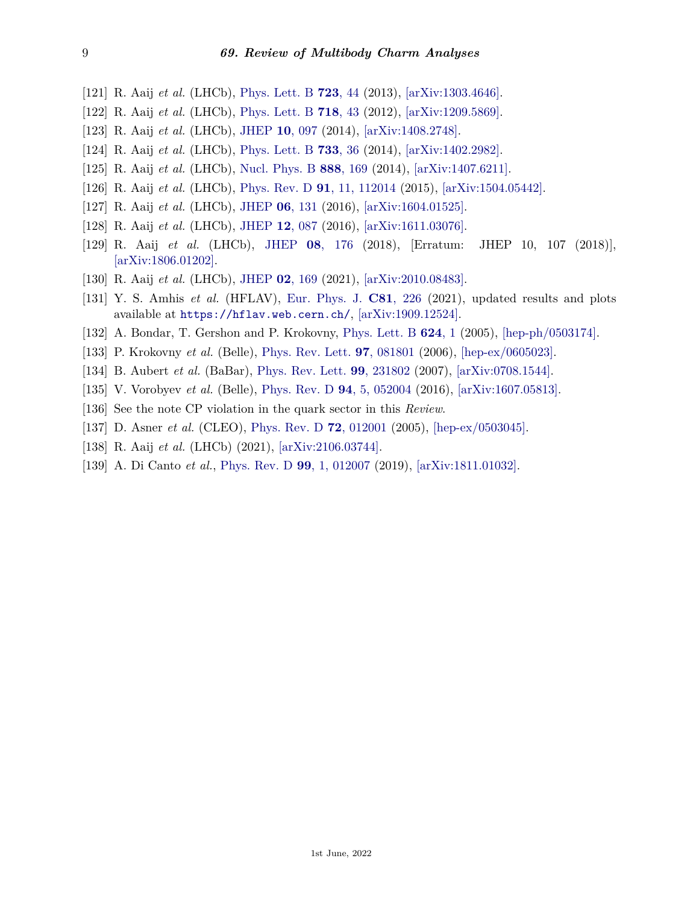[121] R. Aaij *et al.* (LHCb), Phys. Lett. B **723**, 44 (2013), [arXiv:1303.4646].

[122] R. Aaij *et al.* (LHCb), Phys. Lett. B **718**, 43 (2012), [arXiv:1209.5869].

[123] R. Aaij *et al.* (LHCb), JHEP **10**, 097 (2014), [arXiv:1408.2748].

[124] R. Aaij *et al.* (LHCb), Phys. Lett. B **733**, 36 (2014), [arXiv:1402.2982].

[125] R. Aaij *et al.* (LHCb), Nucl. Phys. B **888**, 169 (2014), [arXiv:1407.6211].

[126] R. Aaij *et al.* (LHCb), Phys. Rev. D **91**, 11, 112014 (2015), [arXiv:1504.05442].

[127] R. Aaij *et al.* (LHCb), JHEP **06**, 131 (2016), [arXiv:1604.01525].

[128] R. Aaij *et al.* (LHCb), JHEP **12**, 087 (2016), [arXiv:1611.03076].

[129] R. Aaij *et al.* (LHCb), JHEP **08**, 176 (2018), [Erratum: JHEP 10, 107 (2018)], [arXiv:1806.01202].

[130] R. Aaij *et al.* (LHCb), JHEP **02**, 169 (2021), [arXiv:2010.08483].

[131] Y. S. Amhis *et al.* (HFLAV), Eur. Phys. J. **C81**, 226 (2021), updated results and plots available at `https://hflav.web.cern.ch/`, [arXiv:1909.12524].

[132] A. Bondar, T. Gershon and P. Krokovny, Phys. Lett. B **624**, 1 (2005), [hep-ph/0503174].

[133] P. Krokovny *et al.* (Belle), Phys. Rev. Lett. **97**, 081801 (2006), [hep-ex/0605023].

[134] B. Aubert *et al.* (BaBar), Phys. Rev. Lett. **99**, 231802 (2007), [arXiv:0708.1544].

[135] V. Vorobyev *et al.* (Belle), Phys. Rev. D **94**, 5, 052004 (2016), [arXiv:1607.05813].

[136] See the note CP violation in the quark sector in this *Review*.

[137] D. Asner *et al.* (CLEO), Phys. Rev. D **72**, 012001 (2005), [hep-ex/0503045].

[138] R. Aaij *et al.* (LHCb) (2021), [arXiv:2106.03744].

[139] A. Di Canto *et al.*, Phys. Rev. D **99**, 1, 012007 (2019), [arXiv:1811.01032].